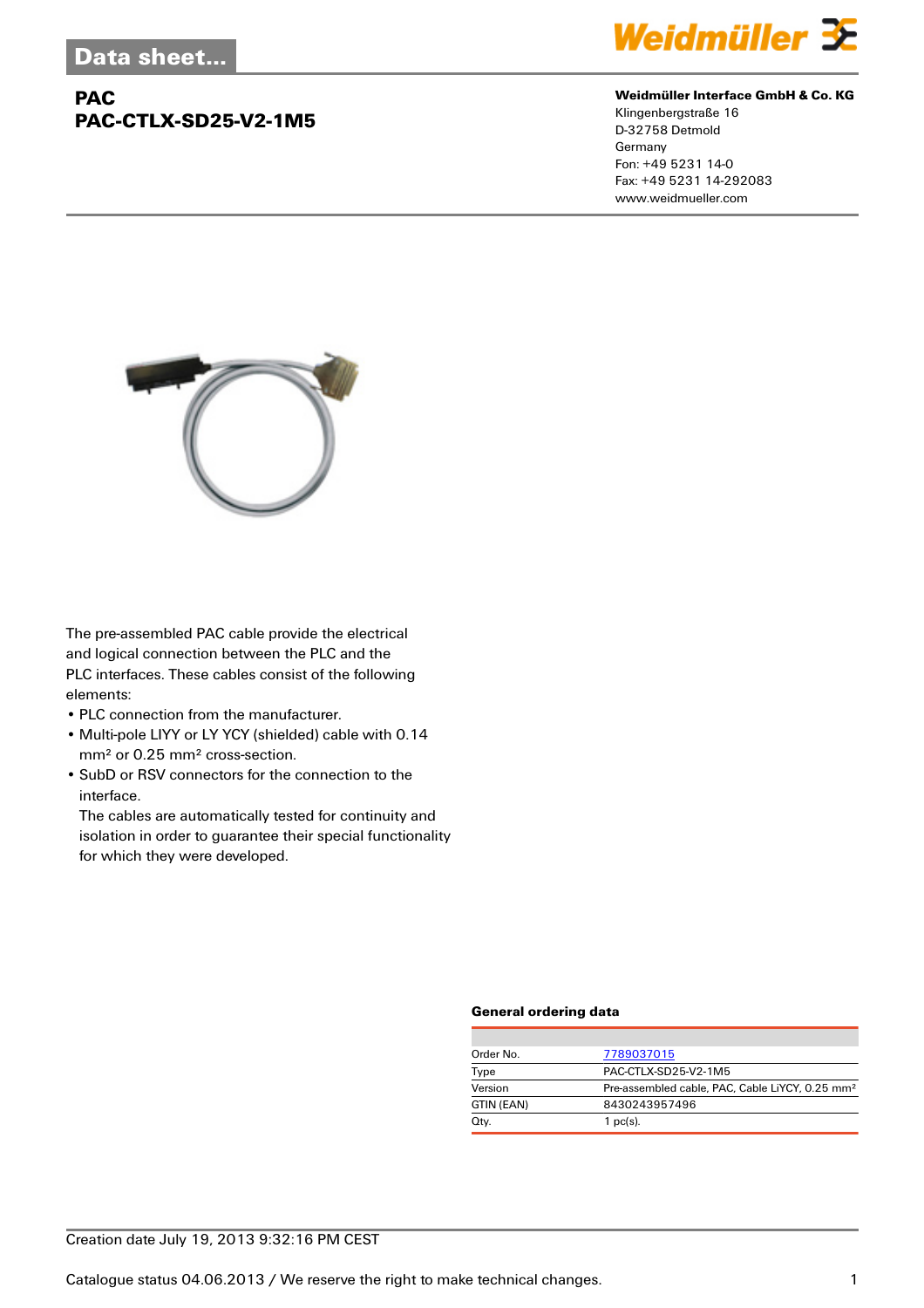Data sheet...

# PAC
## PAC-CTLX-SD25-V2-1M5

**Weidmüller Interface GmbH & Co. KG**
Klingenbergstraße 16
D-32758 Detmold
Germany
Fon: +49 5231 14-0
Fax: +49 5231 14-292083
www.weidmueller.com

The pre-assembled PAC cable provide the electrical and logical connection between the PLC and the PLC interfaces. These cables consist of the following elements:

- PLC connection from the manufacturer.
- Multi-pole LIYY or LY YCY (shielded) cable with 0.14 mm² or 0.25 mm² cross-section.
- SubD or RSV connectors for the connection to the interface.
  The cables are automatically tested for continuity and isolation in order to guarantee their special functionality for which they were developed.

### General ordering data

| | |
|---|---|
| Order No. | 7789037015 |
| Type | PAC-CTLX-SD25-V2-1M5 |
| Version | Pre-assembled cable, PAC, Cable LiYCY, 0.25 mm² |
| GTIN (EAN) | 8430243957496 |
| Qty. | 1 pc(s). |

Creation date July 19, 2013 9:32:16 PM CEST

Catalogue status 04.06.2013 / We reserve the right to make technical changes.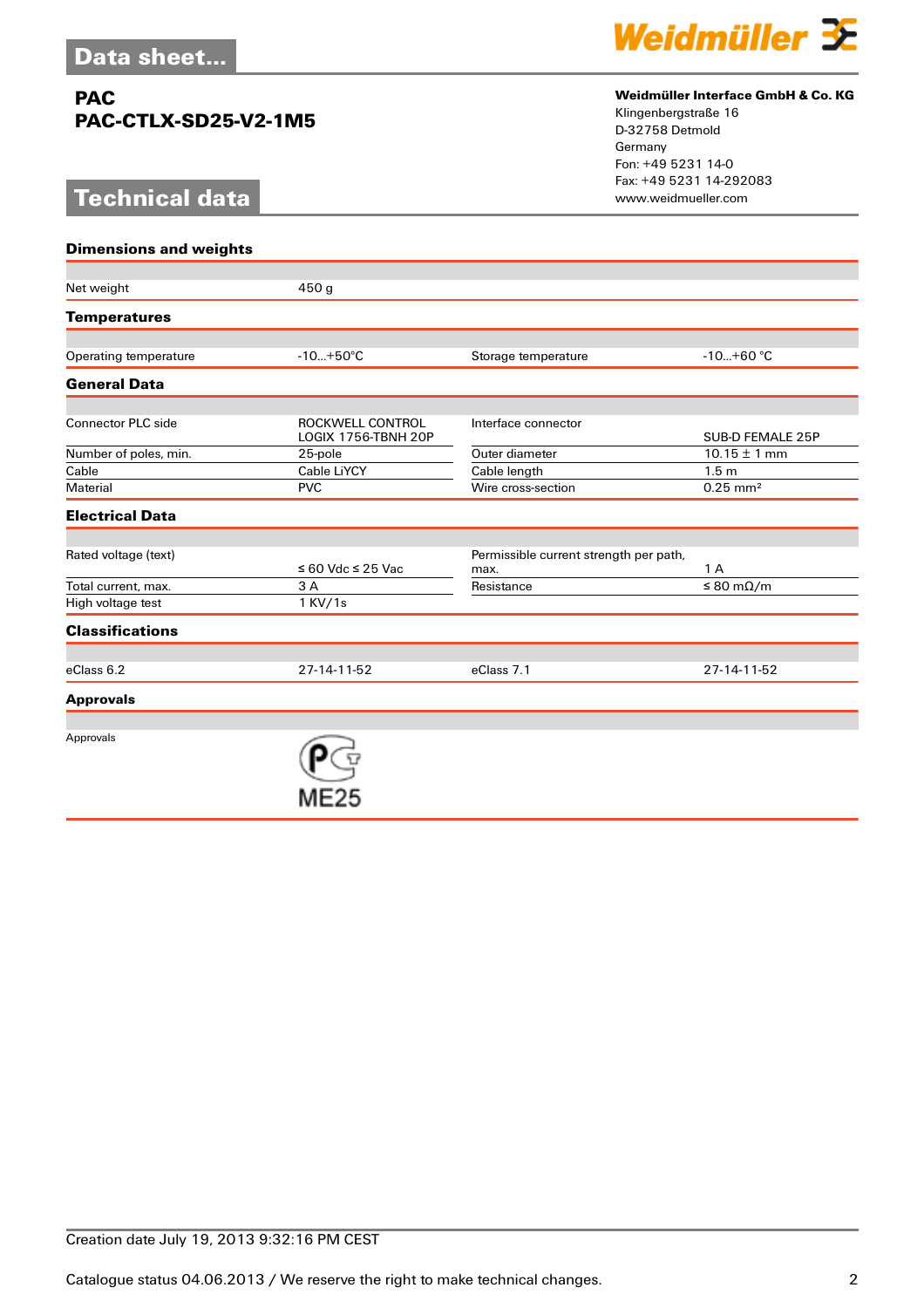Data sheet...

**PAC**
**PAC-CTLX-SD25-V2-1M5**

**Weidmüller Interface GmbH & Co. KG**
Klingenbergstraße 16
D-32758 Detmold
Germany
Fon: +49 5231 14-0
Fax: +49 5231 14-292083
www.weidmueller.com

# Technical data

### Dimensions and weights

| | | | |
|---|---|---|---|
| Net weight | 450 g | | |

### Temperatures

| | | | |
|---|---|---|---|
| Operating temperature | -10...+50°C | Storage temperature | -10...+60 °C |

### General Data

| | | | |
|---|---|---|---|
| Connector PLC side | ROCKWELL CONTROL LOGIX 1756-TBNH 20P | Interface connector | SUB-D FEMALE 25P |
| Number of poles, min. | 25-pole | Outer diameter | 10.15 ± 1 mm |
| Cable | Cable LiYCY | Cable length | 1.5 m |
| Material | PVC | Wire cross-section | 0.25 mm² |

### Electrical Data

| | | | |
|---|---|---|---|
| Rated voltage (text) | ≤ 60 Vdc ≤ 25 Vac | Permissible current strength per path, max. | 1 A |
| Total current, max. | 3 A | Resistance | ≤ 80 mΩ/m |
| High voltage test | 1 KV/1s | | |

### Classifications

| | | | |
|---|---|---|---|
| eClass 6.2 | 27-14-11-52 | eClass 7.1 | 27-14-11-52 |

### Approvals

Approvals

ME25

Creation date July 19, 2013 9:32:16 PM CEST

Catalogue status 04.06.2013 / We reserve the right to make technical changes.